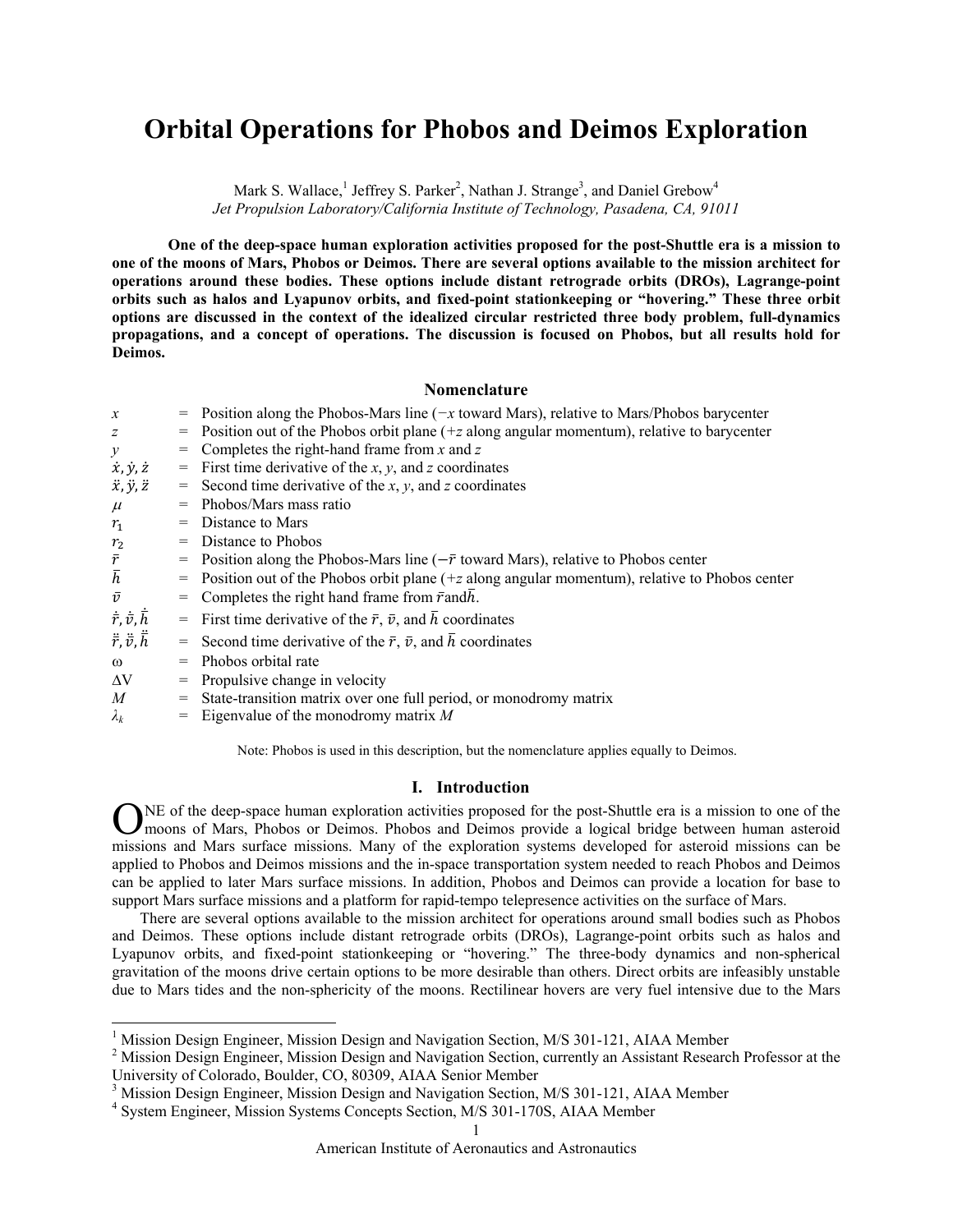# Orbital Operations for Phobos and Deimos Exploration

Mark S. Wallace,[1] Jeffrey S. Parker[2], Nathan J. Strange[3], and Daniel Grebow[4]
*Jet Propulsion Laboratory/California Institute of Technology, Pasadena, CA, 91011*

**One of the deep-space human exploration activities proposed for the post-Shuttle era is a mission to one of the moons of Mars, Phobos or Deimos. There are several options available to the mission architect for operations around these bodies. These options include distant retrograde orbits (DROs), Lagrange-point orbits such as halos and Lyapunov orbits, and fixed-point stationkeeping or "hovering." These three orbit options are discussed in the context of the idealized circular restricted three body problem, full-dynamics propagations, and a concept of operations. The discussion is focused on Phobos, but all results hold for Deimos.**

## Nomenclature

| | | |
|---|---|---|
| $x$ | = | Position along the Phobos-Mars line ($-x$ toward Mars), relative to Mars/Phobos barycenter |
| $z$ | = | Position out of the Phobos orbit plane ($+z$ along angular momentum), relative to barycenter |
| $y$ | = | Completes the right-hand frame from $x$ and $z$ |
| $\dot{x}, \dot{y}, \dot{z}$ | = | First time derivative of the $x$, $y$, and $z$ coordinates |
| $\ddot{x}, \ddot{y}, \ddot{z}$ | = | Second time derivative of the $x$, $y$, and $z$ coordinates |
| $\mu$ | = | Phobos/Mars mass ratio |
| $r_1$ | = | Distance to Mars |
| $r_2$ | = | Distance to Phobos |
| $\bar{r}$ | = | Position along the Phobos-Mars line ($-\bar{r}$ toward Mars), relative to Phobos center |
| $\bar{h}$ | = | Position out of the Phobos orbit plane ($+z$ along angular momentum), relative to Phobos center |
| $\bar{v}$ | = | Completes the right hand frame from $\bar{r}$ and $\bar{h}$. |
| $\dot{\bar{r}}, \dot{\bar{v}}, \dot{\bar{h}}$ | = | First time derivative of the $\bar{r}$, $\bar{v}$, and $\bar{h}$ coordinates |
| $\ddot{\bar{r}}, \ddot{\bar{v}}, \ddot{\bar{h}}$ | = | Second time derivative of the $\bar{r}$, $\bar{v}$, and $\bar{h}$ coordinates |
| $\omega$ | = | Phobos orbital rate |
| $\Delta V$ | = | Propulsive change in velocity |
| $M$ | = | State-transition matrix over one full period, or monodromy matrix |
| $\lambda_k$ | = | Eigenvalue of the monodromy matrix $M$ |

Note: Phobos is used in this description, but the nomenclature applies equally to Deimos.

## I. Introduction

ONE of the deep-space human exploration activities proposed for the post-Shuttle era is a mission to one of the moons of Mars, Phobos or Deimos. Phobos and Deimos provide a logical bridge between human asteroid missions and Mars surface missions. Many of the exploration systems developed for asteroid missions can be applied to Phobos and Deimos missions and the in-space transportation system needed to reach Phobos and Deimos can be applied to later Mars surface missions. In addition, Phobos and Deimos can provide a location for base to support Mars surface missions and a platform for rapid-tempo telepresence activities on the surface of Mars.

There are several options available to the mission architect for operations around small bodies such as Phobos and Deimos. These options include distant retrograde orbits (DROs), Lagrange-point orbits such as halos and Lyapunov orbits, and fixed-point stationkeeping or "hovering." The three-body dynamics and non-spherical gravitation of the moons drive certain options to be more desirable than others. Direct orbits are infeasibly unstable due to Mars tides and the non-sphericity of the moons. Rectilinear hovers are very fuel intensive due to the Mars

[1] Mission Design Engineer, Mission Design and Navigation Section, M/S 301-121, AIAA Member
[2] Mission Design Engineer, Mission Design and Navigation Section, currently an Assistant Research Professor at the University of Colorado, Boulder, CO, 80309, AIAA Senior Member
[3] Mission Design Engineer, Mission Design and Navigation Section, M/S 301-121, AIAA Member
[4] System Engineer, Mission Systems Concepts Section, M/S 301-170S, AIAA Member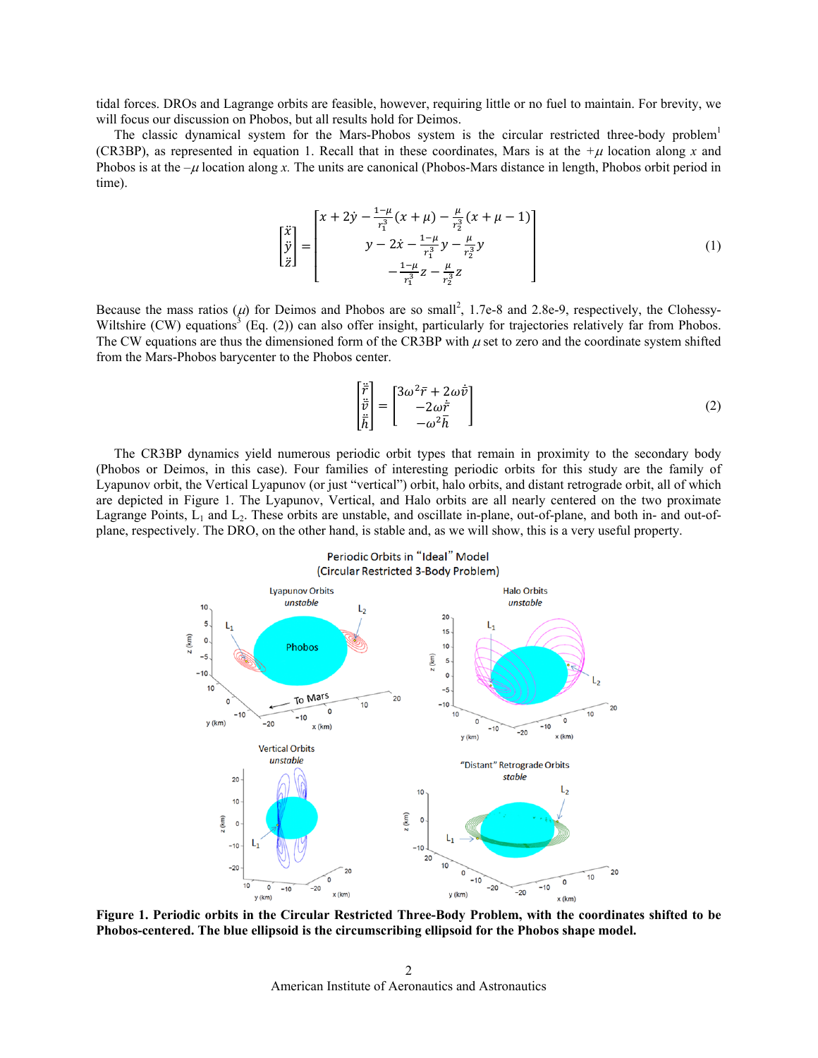tidal forces. DROs and Lagrange orbits are feasible, however, requiring little or no fuel to maintain. For brevity, we will focus our discussion on Phobos, but all results hold for Deimos.

The classic dynamical system for the Mars-Phobos system is the circular restricted three-body problem[1] (CR3BP), as represented in equation 1. Recall that in these coordinates, Mars is at the $+\mu$ location along $x$ and Phobos is at the $-\mu$ location along $x$. The units are canonical (Phobos-Mars distance in length, Phobos orbit period in time).

$$\begin{bmatrix} \ddot{x} \\ \ddot{y} \\ \ddot{z} \end{bmatrix} = \begin{bmatrix} x + 2\dot{y} - \frac{1-\mu}{r_1^3}(x+\mu) - \frac{\mu}{r_2^3}(x+\mu-1) \\ y - 2\dot{x} - \frac{1-\mu}{r_1^3}y - \frac{\mu}{r_2^3}y \\ -\frac{1-\mu}{r_1^3}z - \frac{\mu}{r_2^3}z \end{bmatrix} \tag{1}$$

Because the mass ratios ($\mu$) for Deimos and Phobos are so small[2], 1.7e-8 and 2.8e-9, respectively, the Clohessy-Wiltshire (CW) equations[3] (Eq. (2)) can also offer insight, particularly for trajectories relatively far from Phobos. The CW equations are thus the dimensioned form of the CR3BP with $\mu$ set to zero and the coordinate system shifted from the Mars-Phobos barycenter to the Phobos center.

$$\begin{bmatrix} \ddot{\bar{r}} \\ \ddot{\bar{v}} \\ \ddot{\bar{h}} \end{bmatrix} = \begin{bmatrix} 3\omega^2\bar{r} + 2\omega\dot{\bar{v}} \\ -2\omega\dot{\bar{r}} \\ -\omega^2\bar{h} \end{bmatrix} \tag{2}$$

The CR3BP dynamics yield numerous periodic orbit types that remain in proximity to the secondary body (Phobos or Deimos, in this case). Four families of interesting periodic orbits for this study are the family of Lyapunov orbit, the Vertical Lyapunov (or just "vertical") orbit, halo orbits, and distant retrograde orbit, all of which are depicted in Figure 1. The Lyapunov, Vertical, and Halo orbits are all nearly centered on the two proximate Lagrange Points, $L_1$ and $L_2$. These orbits are unstable, and oscillate in-plane, out-of-plane, and both in- and out-of-plane, respectively. The DRO, on the other hand, is stable and, as we will show, this is a very useful property.

**Figure 1. Periodic orbits in the Circular Restricted Three-Body Problem, with the coordinates shifted to be Phobos-centered. The blue ellipsoid is the circumscribing ellipsoid for the Phobos shape model.**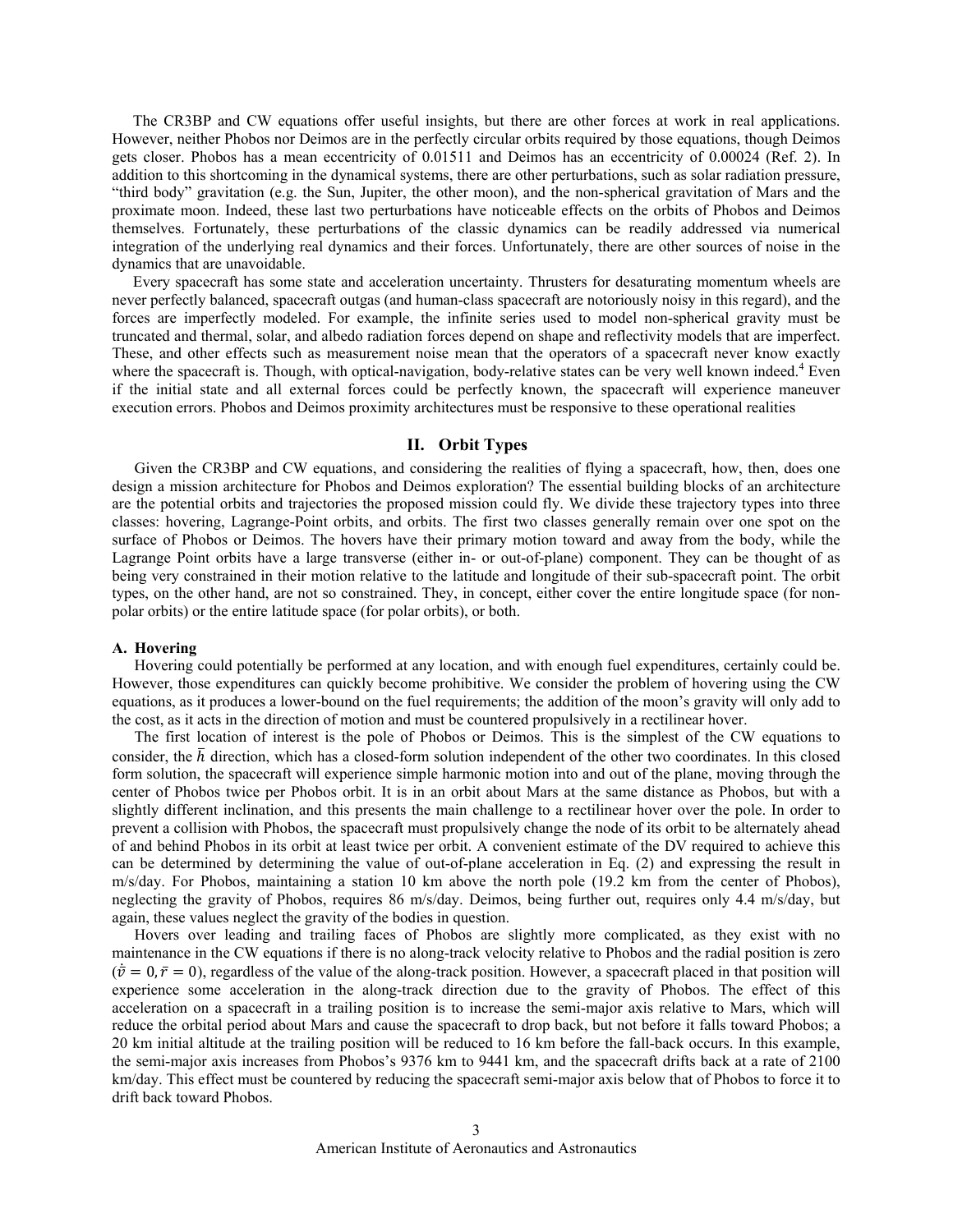The CR3BP and CW equations offer useful insights, but there are other forces at work in real applications. However, neither Phobos nor Deimos are in the perfectly circular orbits required by those equations, though Deimos gets closer. Phobos has a mean eccentricity of 0.01511 and Deimos has an eccentricity of 0.00024 (Ref. 2). In addition to this shortcoming in the dynamical systems, there are other perturbations, such as solar radiation pressure, "third body" gravitation (e.g. the Sun, Jupiter, the other moon), and the non-spherical gravitation of Mars and the proximate moon. Indeed, these last two perturbations have noticeable effects on the orbits of Phobos and Deimos themselves. Fortunately, these perturbations of the classic dynamics can be readily addressed via numerical integration of the underlying real dynamics and their forces. Unfortunately, there are other sources of noise in the dynamics that are unavoidable.

Every spacecraft has some state and acceleration uncertainty. Thrusters for desaturating momentum wheels are never perfectly balanced, spacecraft outgas (and human-class spacecraft are notoriously noisy in this regard), and the forces are imperfectly modeled. For example, the infinite series used to model non-spherical gravity must be truncated and thermal, solar, and albedo radiation forces depend on shape and reflectivity models that are imperfect. These, and other effects such as measurement noise mean that the operators of a spacecraft never know exactly where the spacecraft is. Though, with optical-navigation, body-relative states can be very well known indeed.[4] Even if the initial state and all external forces could be perfectly known, the spacecraft will experience maneuver execution errors. Phobos and Deimos proximity architectures must be responsive to these operational realities

## II. Orbit Types

Given the CR3BP and CW equations, and considering the realities of flying a spacecraft, how, then, does one design a mission architecture for Phobos and Deimos exploration? The essential building blocks of an architecture are the potential orbits and trajectories the proposed mission could fly. We divide these trajectory types into three classes: hovering, Lagrange-Point orbits, and orbits. The first two classes generally remain over one spot on the surface of Phobos or Deimos. The hovers have their primary motion toward and away from the body, while the Lagrange Point orbits have a large transverse (either in- or out-of-plane) component. They can be thought of as being very constrained in their motion relative to the latitude and longitude of their sub-spacecraft point. The orbit types, on the other hand, are not so constrained. They, in concept, either cover the entire longitude space (for non-polar orbits) or the entire latitude space (for polar orbits), or both.

### A. Hovering

Hovering could potentially be performed at any location, and with enough fuel expenditures, certainly could be. However, those expenditures can quickly become prohibitive. We consider the problem of hovering using the CW equations, as it produces a lower-bound on the fuel requirements; the addition of the moon's gravity will only add to the cost, as it acts in the direction of motion and must be countered propulsively in a rectilinear hover.

The first location of interest is the pole of Phobos or Deimos. This is the simplest of the CW equations to consider, the $\bar{h}$ direction, which has a closed-form solution independent of the other two coordinates. In this closed form solution, the spacecraft will experience simple harmonic motion into and out of the plane, moving through the center of Phobos twice per Phobos orbit. It is in an orbit about Mars at the same distance as Phobos, but with a slightly different inclination, and this presents the main challenge to a rectilinear hover over the pole. In order to prevent a collision with Phobos, the spacecraft must propulsively change the node of its orbit to be alternately ahead of and behind Phobos in its orbit at least twice per orbit. A convenient estimate of the DV required to achieve this can be determined by determining the value of out-of-plane acceleration in Eq. (2) and expressing the result in m/s/day. For Phobos, maintaining a station 10 km above the north pole (19.2 km from the center of Phobos), neglecting the gravity of Phobos, requires 86 m/s/day. Deimos, being further out, requires only 4.4 m/s/day, but again, these values neglect the gravity of the bodies in question.

Hovers over leading and trailing faces of Phobos are slightly more complicated, as they exist with no maintenance in the CW equations if there is no along-track velocity relative to Phobos and the radial position is zero ($\dot{\bar{v}} = 0, \bar{r} = 0$), regardless of the value of the along-track position. However, a spacecraft placed in that position will experience some acceleration in the along-track direction due to the gravity of Phobos. The effect of this acceleration on a spacecraft in a trailing position is to increase the semi-major axis relative to Mars, which will reduce the orbital period about Mars and cause the spacecraft to drop back, but not before it falls toward Phobos; a 20 km initial altitude at the trailing position will be reduced to 16 km before the fall-back occurs. In this example, the semi-major axis increases from Phobos's 9376 km to 9441 km, and the spacecraft drifts back at a rate of 2100 km/day. This effect must be countered by reducing the spacecraft semi-major axis below that of Phobos to force it to drift back toward Phobos.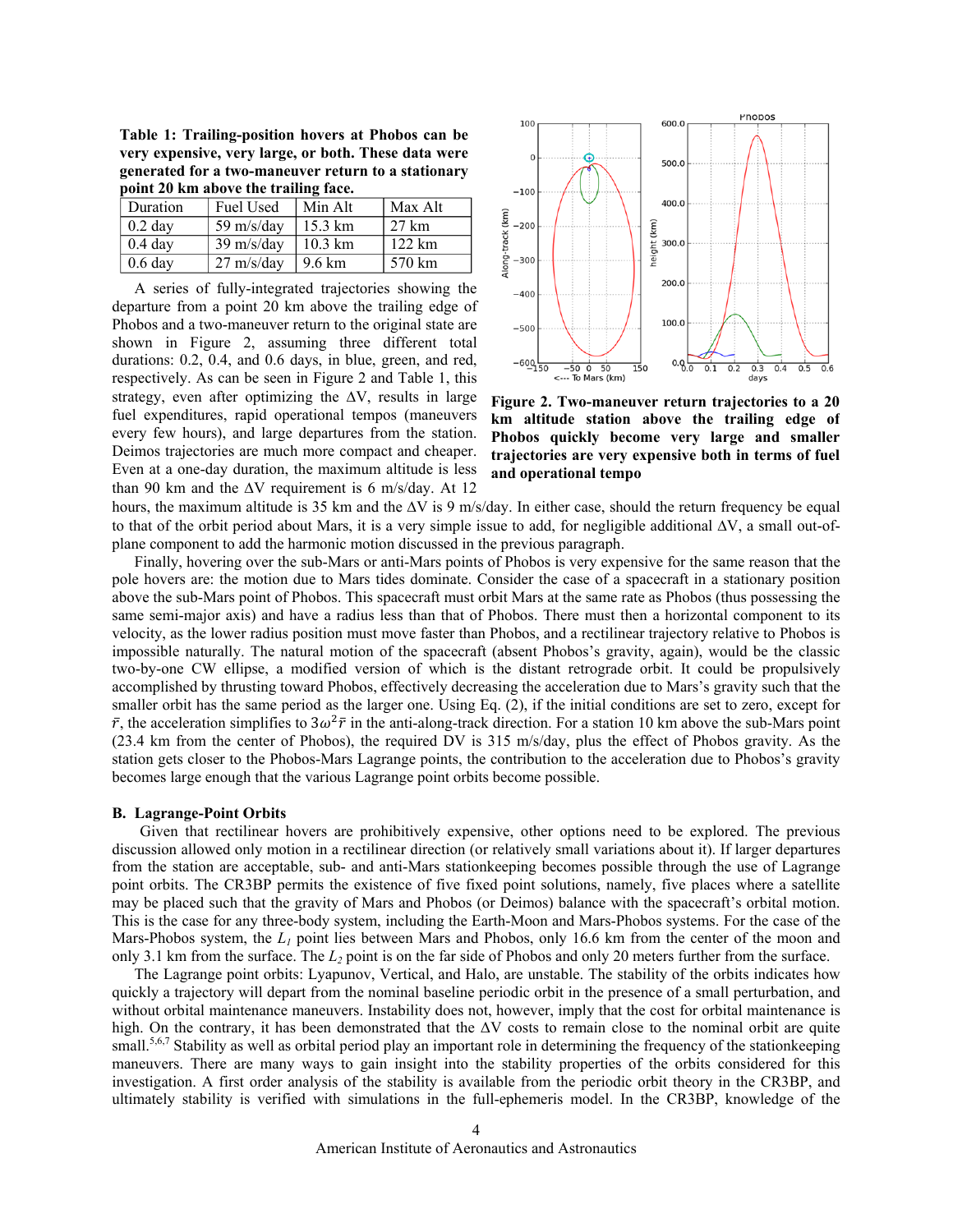**Table 1: Trailing-position hovers at Phobos can be very expensive, very large, or both. These data were generated for a two-maneuver return to a stationary point 20 km above the trailing face.**

| Duration | Fuel Used | Min Alt | Max Alt |
|---|---|---|---|
| 0.2 day | 59 m/s/day | 15.3 km | 27 km |
| 0.4 day | 39 m/s/day | 10.3 km | 122 km |
| 0.6 day | 27 m/s/day | 9.6 km | 570 km |

A series of fully-integrated trajectories showing the departure from a point 20 km above the trailing edge of Phobos and a two-maneuver return to the original state are shown in Figure 2, assuming three different total durations: 0.2, 0.4, and 0.6 days, in blue, green, and red, respectively. As can be seen in Figure 2 and Table 1, this strategy, even after optimizing the ΔV, results in large fuel expenditures, rapid operational tempos (maneuvers every few hours), and large departures from the station. Deimos trajectories are much more compact and cheaper. Even at a one-day duration, the maximum altitude is less than 90 km and the ΔV requirement is 6 m/s/day. At 12 hours, the maximum altitude is 35 km and the ΔV is 9 m/s/day. In either case, should the return frequency be equal to that of the orbit period about Mars, it is a very simple issue to add, for negligible additional ΔV, a small out-of-plane component to add the harmonic motion discussed in the previous paragraph.

**Figure 2. Two-maneuver return trajectories to a 20 km altitude station above the trailing edge of Phobos quickly become very large and smaller trajectories are very expensive both in terms of fuel and operational tempo**

Finally, hovering over the sub-Mars or anti-Mars points of Phobos is very expensive for the same reason that the pole hovers are: the motion due to Mars tides dominate. Consider the case of a spacecraft in a stationary position above the sub-Mars point of Phobos. This spacecraft must orbit Mars at the same rate as Phobos (thus possessing the same semi-major axis) and have a radius less than that of Phobos. There must then a horizontal component to its velocity, as the lower radius position must move faster than Phobos, and a rectilinear trajectory relative to Phobos is impossible naturally. The natural motion of the spacecraft (absent Phobos's gravity, again), would be the classic two-by-one CW ellipse, a modified version of which is the distant retrograde orbit. It could be propulsively accomplished by thrusting toward Phobos, effectively decreasing the acceleration due to Mars's gravity such that the smaller orbit has the same period as the larger one. Using Eq. (2), if the initial conditions are set to zero, except for $\bar{r}$, the acceleration simplifies to $3\omega^2\bar{r}$ in the anti-along-track direction. For a station 10 km above the sub-Mars point (23.4 km from the center of Phobos), the required DV is 315 m/s/day, plus the effect of Phobos gravity. As the station gets closer to the Phobos-Mars Lagrange points, the contribution to the acceleration due to Phobos's gravity becomes large enough that the various Lagrange point orbits become possible.

### B. Lagrange-Point Orbits

Given that rectilinear hovers are prohibitively expensive, other options need to be explored. The previous discussion allowed only motion in a rectilinear direction (or relatively small variations about it). If larger departures from the station are acceptable, sub- and anti-Mars stationkeeping becomes possible through the use of Lagrange point orbits. The CR3BP permits the existence of five fixed point solutions, namely, five places where a satellite may be placed such that the gravity of Mars and Phobos (or Deimos) balance with the spacecraft's orbital motion. This is the case for any three-body system, including the Earth-Moon and Mars-Phobos systems. For the case of the Mars-Phobos system, the $L_1$ point lies between Mars and Phobos, only 16.6 km from the center of the moon and only 3.1 km from the surface. The $L_2$ point is on the far side of Phobos and only 20 meters further from the surface.

The Lagrange point orbits: Lyapunov, Vertical, and Halo, are unstable. The stability of the orbits indicates how quickly a trajectory will depart from the nominal baseline periodic orbit in the presence of a small perturbation, and without orbital maintenance maneuvers. Instability does not, however, imply that the cost for orbital maintenance is high. On the contrary, it has been demonstrated that the ΔV costs to remain close to the nominal orbit are quite small.[5,6,7] Stability as well as orbital period play an important role in determining the frequency of the stationkeeping maneuvers. There are many ways to gain insight into the stability properties of the orbits considered for this investigation. A first order analysis of the stability is available from the periodic orbit theory in the CR3BP, and ultimately stability is verified with simulations in the full-ephemeris model. In the CR3BP, knowledge of the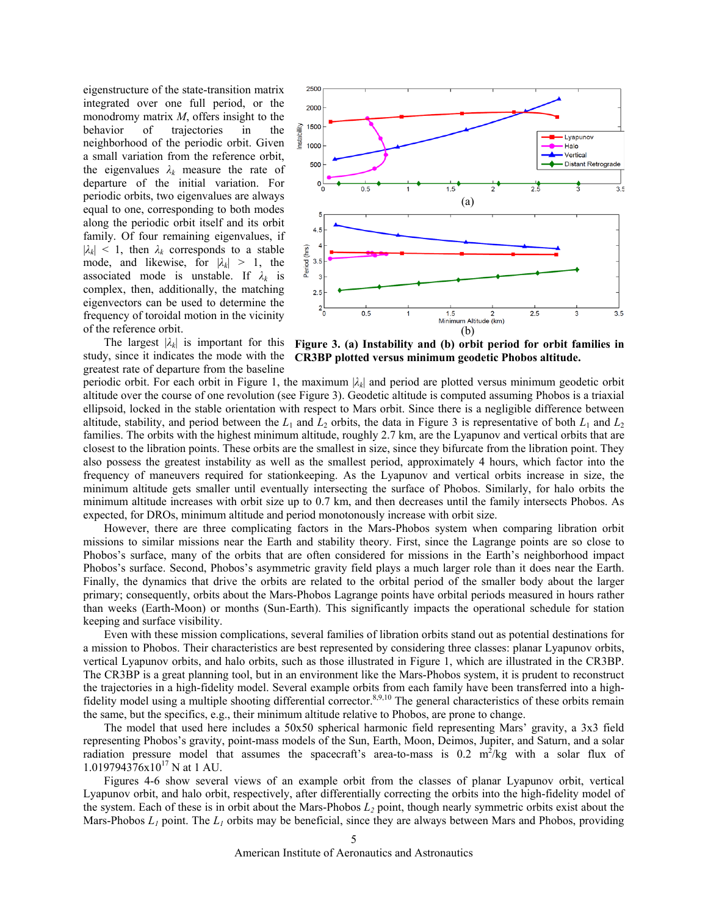eigenstructure of the state-transition matrix integrated over one full period, or the monodromy matrix $M$, offers insight to the behavior of trajectories in the neighborhood of the periodic orbit. Given a small variation from the reference orbit, the eigenvalues $\lambda_k$ measure the rate of departure of the initial variation. For periodic orbits, two eigenvalues are always equal to one, corresponding to both modes along the periodic orbit itself and its orbit family. Of four remaining eigenvalues, if $|\lambda_k| < 1$, then $\lambda_k$ corresponds to a stable mode, and likewise, for $|\lambda_k| > 1$, the associated mode is unstable. If $\lambda_k$ is complex, then, additionally, the matching eigenvectors can be used to determine the frequency of toroidal motion in the vicinity of the reference orbit.

The largest $|\lambda_k|$ is important for this study, since it indicates the mode with the greatest rate of departure from the baseline periodic orbit. For each orbit in Figure 1, the maximum $|\lambda_k|$ and period are plotted versus minimum geodetic orbit altitude over the course of one revolution (see Figure 3). Geodetic altitude is computed assuming Phobos is a triaxial ellipsoid, locked in the stable orientation with respect to Mars orbit. Since there is a negligible difference between altitude, stability, and period between the $L_1$ and $L_2$ orbits, the data in Figure 3 is representative of both $L_1$ and $L_2$ families. The orbits with the highest minimum altitude, roughly 2.7 km, are the Lyapunov and vertical orbits that are closest to the libration points. These orbits are the smallest in size, since they bifurcate from the libration point. They also possess the greatest instability as well as the smallest period, approximately 4 hours, which factor into the frequency of maneuvers required for stationkeeping. As the Lyapunov and vertical orbits increase in size, the minimum altitude gets smaller until eventually intersecting the surface of Phobos. Similarly, for halo orbits the minimum altitude increases with orbit size up to 0.7 km, and then decreases until the family intersects Phobos. As expected, for DROs, minimum altitude and period monotonously increase with orbit size.

**Figure 3. (a) Instability and (b) orbit period for orbit families in CR3BP plotted versus minimum geodetic Phobos altitude.**

However, there are three complicating factors in the Mars-Phobos system when comparing libration orbit missions to similar missions near the Earth and stability theory. First, since the Lagrange points are so close to Phobos's surface, many of the orbits that are often considered for missions in the Earth's neighborhood impact Phobos's surface. Second, Phobos's asymmetric gravity field plays a much larger role than it does near the Earth. Finally, the dynamics that drive the orbits are related to the orbital period of the smaller body about the larger primary; consequently, orbits about the Mars-Phobos Lagrange points have orbital periods measured in hours rather than weeks (Earth-Moon) or months (Sun-Earth). This significantly impacts the operational schedule for station keeping and surface visibility.

Even with these mission complications, several families of libration orbits stand out as potential destinations for a mission to Phobos. Their characteristics are best represented by considering three classes: planar Lyapunov orbits, vertical Lyapunov orbits, and halo orbits, such as those illustrated in Figure 1, which are illustrated in the CR3BP. The CR3BP is a great planning tool, but in an environment like the Mars-Phobos system, it is prudent to reconstruct the trajectories in a high-fidelity model. Several example orbits from each family have been transferred into a high-fidelity model using a multiple shooting differential corrector.[8,9,10] The general characteristics of these orbits remain the same, but the specifics, e.g., their minimum altitude relative to Phobos, are prone to change.

The model that used here includes a 50x50 spherical harmonic field representing Mars' gravity, a 3x3 field representing Phobos's gravity, point-mass models of the Sun, Earth, Moon, Deimos, Jupiter, and Saturn, and a solar radiation pressure model that assumes the spacecraft's area-to-mass is 0.2 $m^2$/kg with a solar flux of $1.019794376 \times 10^{17}$ N at 1 AU.

Figures 4-6 show several views of an example orbit from the classes of planar Lyapunov orbit, vertical Lyapunov orbit, and halo orbit, respectively, after differentially correcting the orbits into the high-fidelity model of the system. Each of these is in orbit about the Mars-Phobos $L_2$ point, though nearly symmetric orbits exist about the Mars-Phobos $L_1$ point. The $L_1$ orbits may be beneficial, since they are always between Mars and Phobos, providing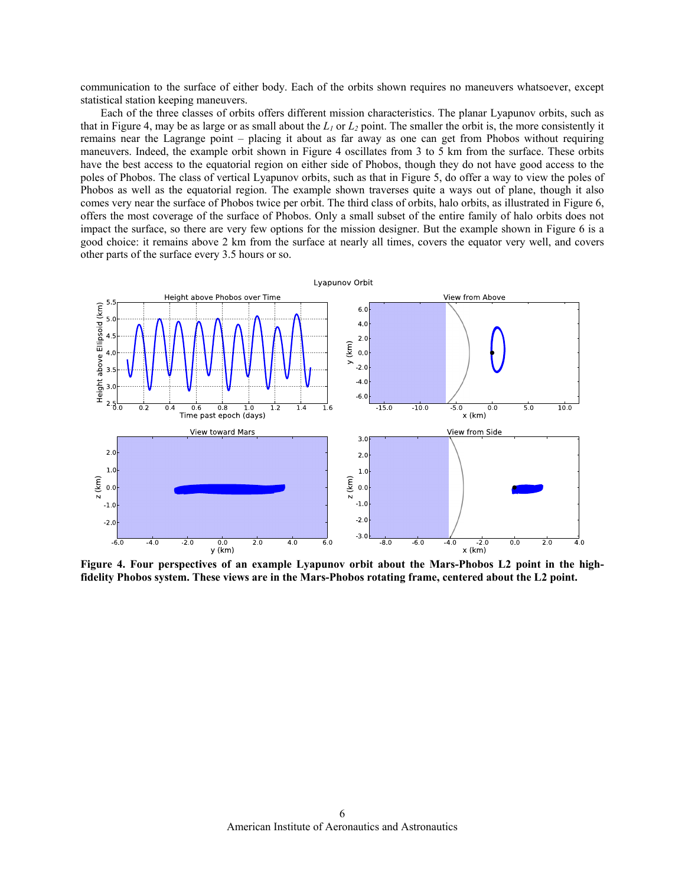communication to the surface of either body. Each of the orbits shown requires no maneuvers whatsoever, except statistical station keeping maneuvers.

Each of the three classes of orbits offers different mission characteristics. The planar Lyapunov orbits, such as that in Figure 4, may be as large or as small about the $L_1$ or $L_2$ point. The smaller the orbit is, the more consistently it remains near the Lagrange point – placing it about as far away as one can get from Phobos without requiring maneuvers. Indeed, the example orbit shown in Figure 4 oscillates from 3 to 5 km from the surface. These orbits have the best access to the equatorial region on either side of Phobos, though they do not have good access to the poles of Phobos. The class of vertical Lyapunov orbits, such as that in Figure 5, do offer a way to view the poles of Phobos as well as the equatorial region. The example shown traverses quite a ways out of plane, though it also comes very near the surface of Phobos twice per orbit. The third class of orbits, halo orbits, as illustrated in Figure 6, offers the most coverage of the surface of Phobos. Only a small subset of the entire family of halo orbits does not impact the surface, so there are very few options for the mission designer. But the example shown in Figure 6 is a good choice: it remains above 2 km from the surface at nearly all times, covers the equator very well, and covers other parts of the surface every 3.5 hours or so.

**Figure 4. Four perspectives of an example Lyapunov orbit about the Mars-Phobos L2 point in the high-fidelity Phobos system. These views are in the Mars-Phobos rotating frame, centered about the L2 point.**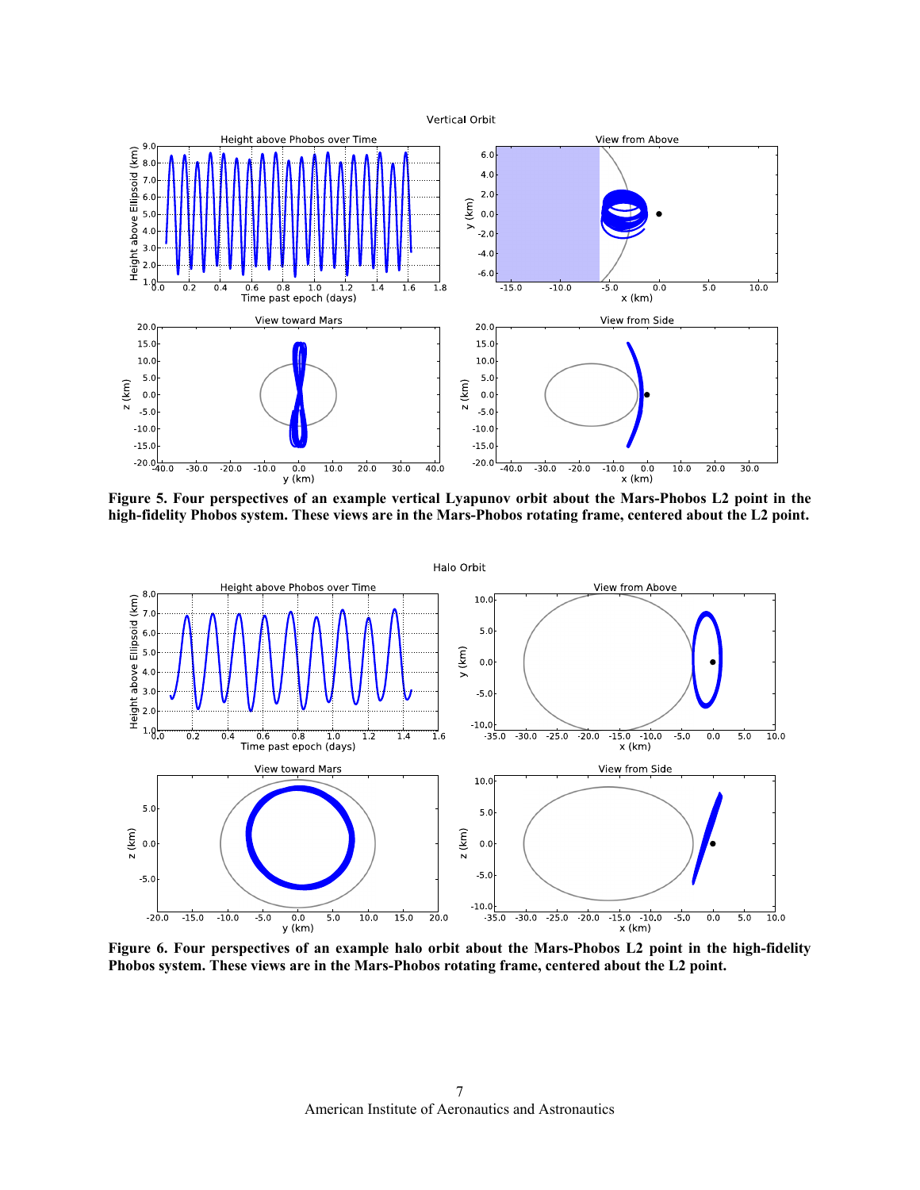Figure 5. Four perspectives of an example vertical Lyapunov orbit about the Mars-Phobos L2 point in the high-fidelity Phobos system. These views are in the Mars-Phobos rotating frame, centered about the L2 point.

Figure 6. Four perspectives of an example halo orbit about the Mars-Phobos L2 point in the high-fidelity Phobos system. These views are in the Mars-Phobos rotating frame, centered about the L2 point.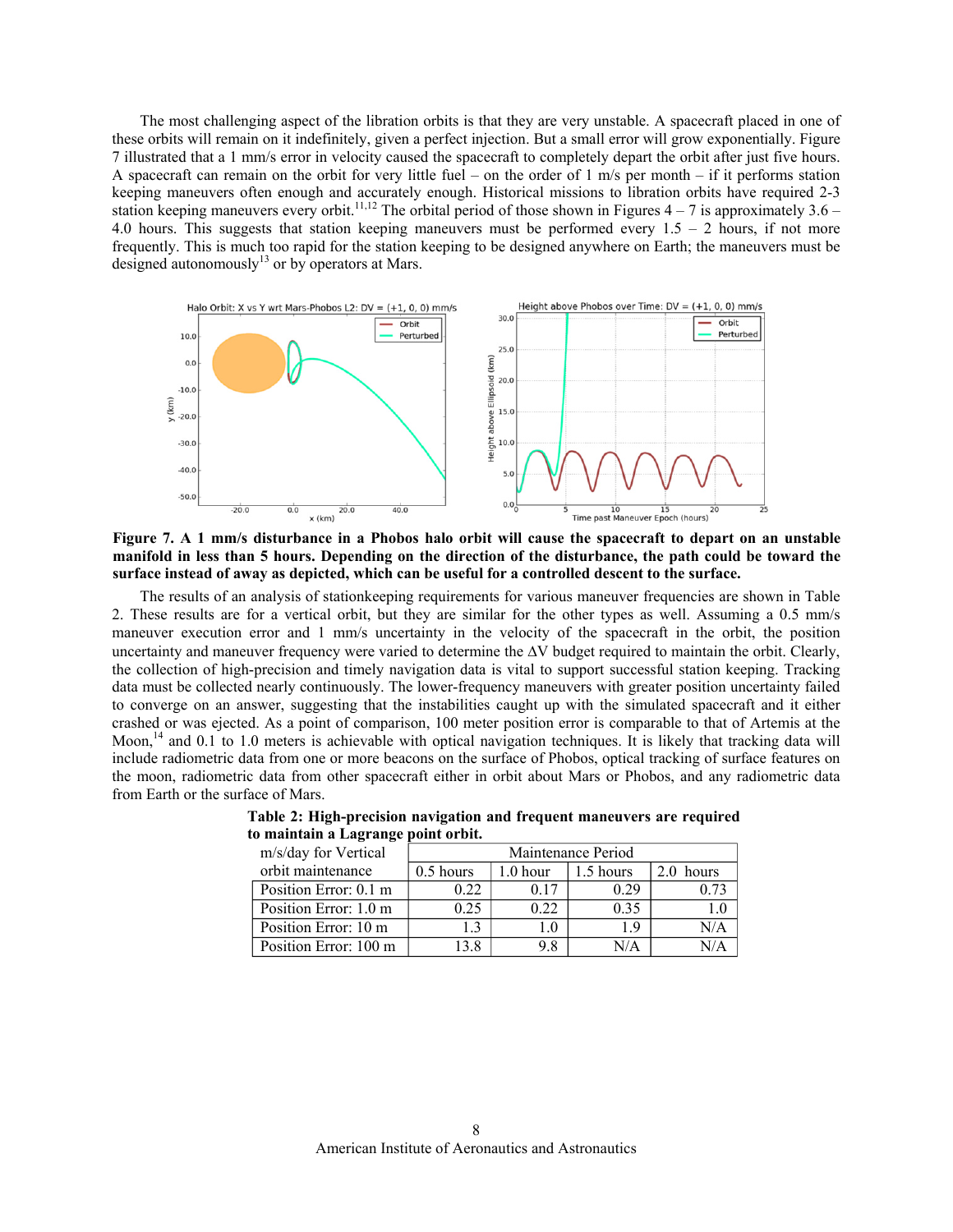The most challenging aspect of the libration orbits is that they are very unstable. A spacecraft placed in one of these orbits will remain on it indefinitely, given a perfect injection. But a small error will grow exponentially. Figure 7 illustrated that a 1 mm/s error in velocity caused the spacecraft to completely depart the orbit after just five hours. A spacecraft can remain on the orbit for very little fuel – on the order of 1 m/s per month – if it performs station keeping maneuvers often enough and accurately enough. Historical missions to libration orbits have required 2-3 station keeping maneuvers every orbit.[11,12] The orbital period of those shown in Figures 4 – 7 is approximately 3.6 – 4.0 hours. This suggests that station keeping maneuvers must be performed every 1.5 – 2 hours, if not more frequently. This is much too rapid for the station keeping to be designed anywhere on Earth; the maneuvers must be designed autonomously[13] or by operators at Mars.

**Figure 7. A 1 mm/s disturbance in a Phobos halo orbit will cause the spacecraft to depart on an unstable manifold in less than 5 hours. Depending on the direction of the disturbance, the path could be toward the surface instead of away as depicted, which can be useful for a controlled descent to the surface.**

The results of an analysis of stationkeeping requirements for various maneuver frequencies are shown in Table 2. These results are for a vertical orbit, but they are similar for the other types as well. Assuming a 0.5 mm/s maneuver execution error and 1 mm/s uncertainty in the velocity of the spacecraft in the orbit, the position uncertainty and maneuver frequency were varied to determine the ΔV budget required to maintain the orbit. Clearly, the collection of high-precision and timely navigation data is vital to support successful station keeping. Tracking data must be collected nearly continuously. The lower-frequency maneuvers with greater position uncertainty failed to converge on an answer, suggesting that the instabilities caught up with the simulated spacecraft and it either crashed or was ejected. As a point of comparison, 100 meter position error is comparable to that of Artemis at the Moon,[14] and 0.1 to 1.0 meters is achievable with optical navigation techniques. It is likely that tracking data will include radiometric data from one or more beacons on the surface of Phobos, optical tracking of surface features on the moon, radiometric data from other spacecraft either in orbit about Mars or Phobos, and any radiometric data from Earth or the surface of Mars.

**Table 2: High-precision navigation and frequent maneuvers are required to maintain a Lagrange point orbit.**

| m/s/day for Vertical orbit maintenance | Maintenance Period | | | |
|---|---|---|---|---|
| | 0.5 hours | 1.0 hour | 1.5 hours | 2.0 hours |
| Position Error: 0.1 m | 0.22 | 0.17 | 0.29 | 0.73 |
| Position Error: 1.0 m | 0.25 | 0.22 | 0.35 | 1.0 |
| Position Error: 10 m | 1.3 | 1.0 | 1.9 | N/A |
| Position Error: 100 m | 13.8 | 9.8 | N/A | N/A |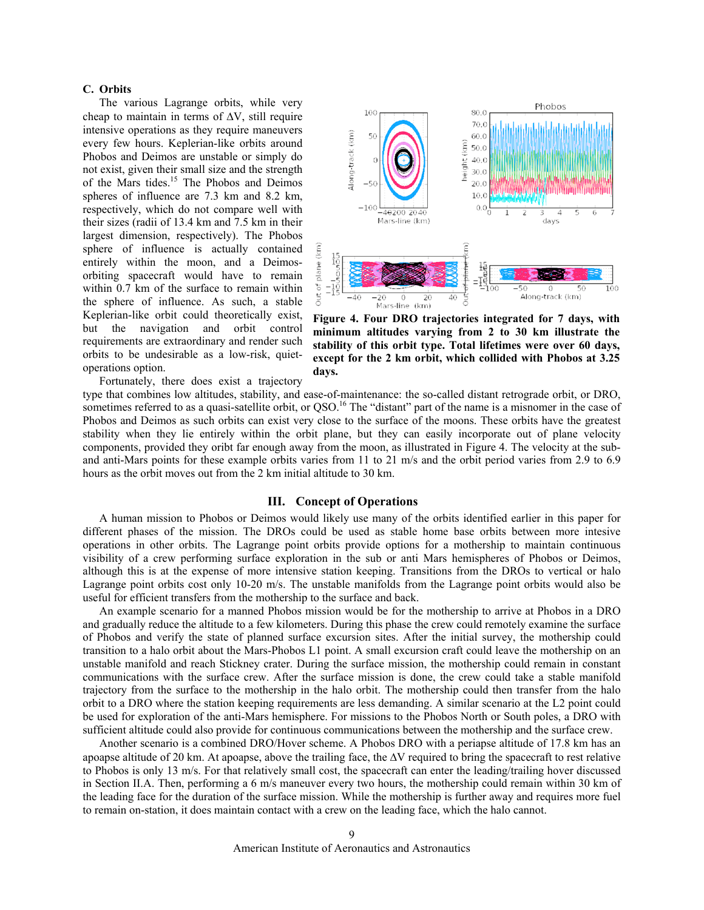### C. Orbits

The various Lagrange orbits, while very cheap to maintain in terms of ΔV, still require intensive operations as they require maneuvers every few hours. Keplerian-like orbits around Phobos and Deimos are unstable or simply do not exist, given their small size and the strength of the Mars tides.[15] The Phobos and Deimos spheres of influence are 7.3 km and 8.2 km, respectively, which do not compare well with their sizes (radii of 13.4 km and 7.5 km in their largest dimension, respectively). The Phobos sphere of influence is actually contained entirely within the moon, and a Deimos-orbiting spacecraft would have to remain within 0.7 km of the surface to remain within the sphere of influence. As such, a stable Keplerian-like orbit could theoretically exist, but the navigation and orbit control requirements are extraordinary and render such orbits to be undesirable as a low-risk, quiet-operations option.

Phobos

Along-track (km)

Mars-line (km)

height (km)

days

Out of plane (km)

Mars-line (km)

Out of plane (km)

Along-track (km)

**Figure 4. Four DRO trajectories integrated for 7 days, with minimum altitudes varying from 2 to 30 km illustrate the stability of this orbit type. Total lifetimes were over 60 days, except for the 2 km orbit, which collided with Phobos at 3.25 days.**

Fortunately, there does exist a trajectory type that combines low altitudes, stability, and ease-of-maintenance: the so-called distant retrograde orbit, or DRO, sometimes referred to as a quasi-satellite orbit, or QSO.[16] The "distant" part of the name is a misnomer in the case of Phobos and Deimos as such orbits can exist very close to the surface of the moons. These orbits have the greatest stability when they lie entirely within the orbit plane, but they can easily incorporate out of plane velocity components, provided they oribt far enough away from the moon, as illustrated in Figure 4. The velocity at the sub- and anti-Mars points for these example orbits varies from 11 to 21 m/s and the orbit period varies from 2.9 to 6.9 hours as the orbit moves out from the 2 km initial altitude to 30 km.

## III. Concept of Operations

A human mission to Phobos or Deimos would likely use many of the orbits identified earlier in this paper for different phases of the mission. The DROs could be used as stable home base orbits between more intesive operations in other orbits. The Lagrange point orbits provide options for a mothership to maintain continuous visibility of a crew performing surface exploration in the sub or anti Mars hemispheres of Phobos or Deimos, although this is at the expense of more intensive station keeping. Transitions from the DROs to vertical or halo Lagrange point orbits cost only 10-20 m/s. The unstable manifolds from the Lagrange point orbits would also be useful for efficient transfers from the mothership to the surface and back.

An example scenario for a manned Phobos mission would be for the mothership to arrive at Phobos in a DRO and gradually reduce the altitude to a few kilometers. During this phase the crew could remotely examine the surface of Phobos and verify the state of planned surface excursion sites. After the initial survey, the mothership could transition to a halo orbit about the Mars-Phobos L1 point. A small excursion craft could leave the mothership on an unstable manifold and reach Stickney crater. During the surface mission, the mothership could remain in constant communications with the surface crew. After the surface mission is done, the crew could take a stable manifold trajectory from the surface to the mothership in the halo orbit. The mothership could then transfer from the halo orbit to a DRO where the station keeping requirements are less demanding. A similar scenario at the L2 point could be used for exploration of the anti-Mars hemisphere. For missions to the Phobos North or South poles, a DRO with sufficient altitude could also provide for continuous communications between the mothership and the surface crew.

Another scenario is a combined DRO/Hover scheme. A Phobos DRO with a periapse altitude of 17.8 km has an apoapse altitude of 20 km. At apoapse, above the trailing face, the ΔV required to bring the spacecraft to rest relative to Phobos is only 13 m/s. For that relatively small cost, the spacecraft can enter the leading/trailing hover discussed in Section II.A. Then, performing a 6 m/s maneuver every two hours, the mothership could remain within 30 km of the leading face for the duration of the surface mission. While the mothership is further away and requires more fuel to remain on-station, it does maintain contact with a crew on the leading face, which the halo cannot.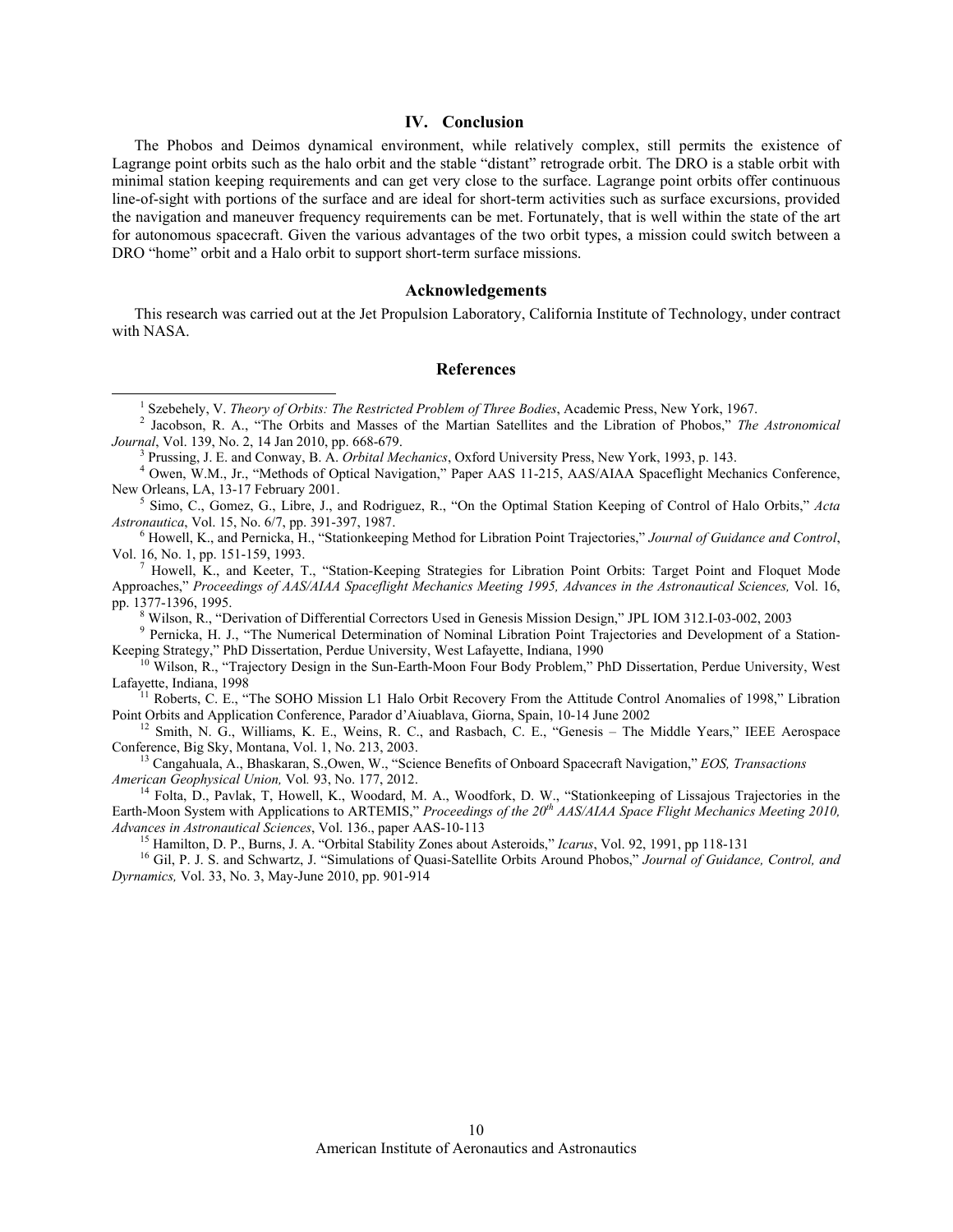## IV. Conclusion

The Phobos and Deimos dynamical environment, while relatively complex, still permits the existence of Lagrange point orbits such as the halo orbit and the stable "distant" retrograde orbit. The DRO is a stable orbit with minimal station keeping requirements and can get very close to the surface. Lagrange point orbits offer continuous line-of-sight with portions of the surface and are ideal for short-term activities such as surface excursions, provided the navigation and maneuver frequency requirements can be met. Fortunately, that is well within the state of the art for autonomous spacecraft. Given the various advantages of the two orbit types, a mission could switch between a DRO "home" orbit and a Halo orbit to support short-term surface missions.

## Acknowledgements

This research was carried out at the Jet Propulsion Laboratory, California Institute of Technology, under contract with NASA.

## References

[1] Szebehely, V. *Theory of Orbits: The Restricted Problem of Three Bodies*, Academic Press, New York, 1967.

[2] Jacobson, R. A., "The Orbits and Masses of the Martian Satellites and the Libration of Phobos," *The Astronomical Journal*, Vol. 139, No. 2, 14 Jan 2010, pp. 668-679.

[3] Prussing, J. E. and Conway, B. A. *Orbital Mechanics*, Oxford University Press, New York, 1993, p. 143.

[4] Owen, W.M., Jr., "Methods of Optical Navigation," Paper AAS 11-215, AAS/AIAA Spaceflight Mechanics Conference, New Orleans, LA, 13-17 February 2001.

[5] Simo, C., Gomez, G., Libre, J., and Rodriguez, R., "On the Optimal Station Keeping of Control of Halo Orbits," *Acta Astronautica*, Vol. 15, No. 6/7, pp. 391-397, 1987.

[6] Howell, K., and Pernicka, H., "Stationkeeping Method for Libration Point Trajectories," *Journal of Guidance and Control*, Vol. 16, No. 1, pp. 151-159, 1993.

[7] Howell, K., and Keeter, T., "Station-Keeping Strategies for Libration Point Orbits: Target Point and Floquet Mode Approaches," *Proceedings of AAS/AIAA Spaceflight Mechanics Meeting 1995, Advances in the Astronautical Sciences,* Vol. 16, pp. 1377-1396, 1995.

[8] Wilson, R., "Derivation of Differential Correctors Used in Genesis Mission Design," JPL IOM 312.I-03-002, 2003

[9] Pernicka, H. J., "The Numerical Determination of Nominal Libration Point Trajectories and Development of a Station-Keeping Strategy," PhD Dissertation, Perdue University, West Lafayette, Indiana, 1990

[10] Wilson, R., "Trajectory Design in the Sun-Earth-Moon Four Body Problem," PhD Dissertation, Perdue University, West Lafayette, Indiana, 1998

[11] Roberts, C. E., "The SOHO Mission L1 Halo Orbit Recovery From the Attitude Control Anomalies of 1998," Libration Point Orbits and Application Conference, Parador d'Aiuablava, Giorna, Spain, 10-14 June 2002

[12] Smith, N. G., Williams, K. E., Weins, R. C., and Rasbach, C. E., "Genesis – The Middle Years," IEEE Aerospace Conference, Big Sky, Montana, Vol. 1, No. 213, 2003.

[13] Cangahuala, A., Bhaskaran, S.,Owen, W., "Science Benefits of Onboard Spacecraft Navigation," *EOS, Transactions American Geophysical Union,* Vol*.* 93, No. 177, 2012.

[14] Folta, D., Pavlak, T, Howell, K., Woodard, M. A., Woodfork, D. W., "Stationkeeping of Lissajous Trajectories in the Earth-Moon System with Applications to ARTEMIS," *Proceedings of the 20th AAS/AIAA Space Flight Mechanics Meeting 2010, Advances in Astronautical Sciences*, Vol. 136., paper AAS-10-113

[15] Hamilton, D. P., Burns, J. A. "Orbital Stability Zones about Asteroids," *Icarus*, Vol. 92, 1991, pp 118-131

[16] Gil, P. J. S. and Schwartz, J. "Simulations of Quasi-Satellite Orbits Around Phobos," *Journal of Guidance, Control, and Dyrnamics,* Vol. 33, No. 3, May-June 2010, pp. 901-914